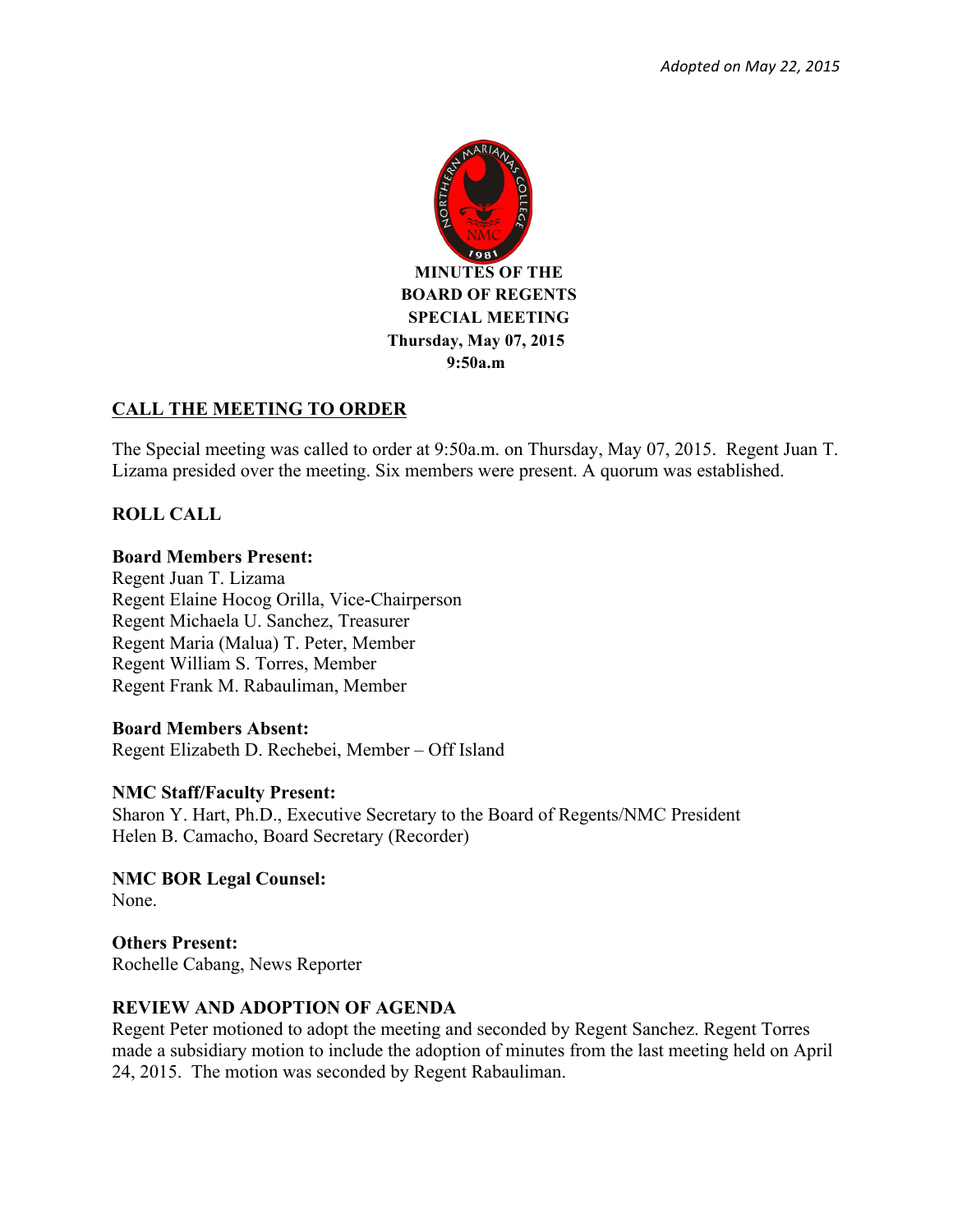*Adopted on May 22, 2015*

**MINUTES OF THE**
**BOARD OF REGENTS**
**SPECIAL MEETING**
**Thursday, May 07, 2015**
**9:50a.m**

## CALL THE MEETING TO ORDER

The Special meeting was called to order at 9:50a.m. on Thursday, May 07, 2015. Regent Juan T. Lizama presided over the meeting. Six members were present. A quorum was established.

## ROLL CALL

**Board Members Present:**
Regent Juan T. Lizama
Regent Elaine Hocog Orilla, Vice-Chairperson
Regent Michaela U. Sanchez, Treasurer
Regent Maria (Malua) T. Peter, Member
Regent William S. Torres, Member
Regent Frank M. Rabauliman, Member

**Board Members Absent:**
Regent Elizabeth D. Rechebei, Member – Off Island

**NMC Staff/Faculty Present:**
Sharon Y. Hart, Ph.D., Executive Secretary to the Board of Regents/NMC President
Helen B. Camacho, Board Secretary (Recorder)

**NMC BOR Legal Counsel:**
None.

**Others Present:**
Rochelle Cabang, News Reporter

## REVIEW AND ADOPTION OF AGENDA

Regent Peter motioned to adopt the meeting and seconded by Regent Sanchez. Regent Torres made a subsidiary motion to include the adoption of minutes from the last meeting held on April 24, 2015. The motion was seconded by Regent Rabauliman.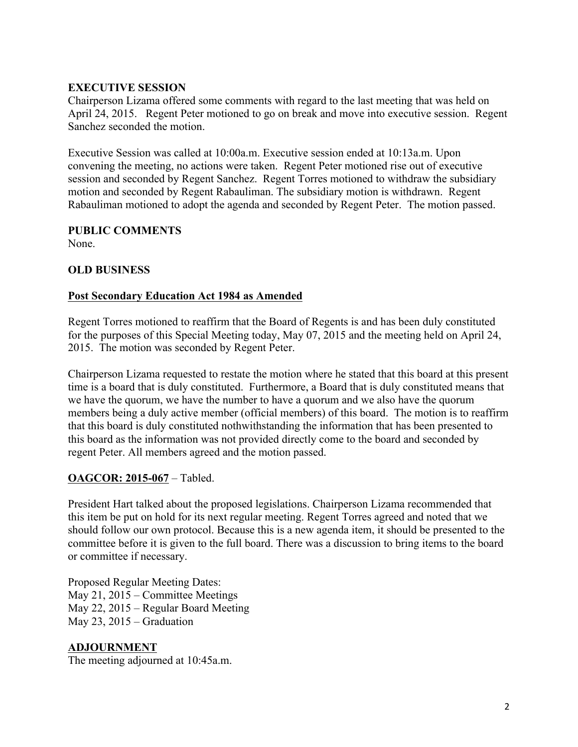**EXECUTIVE SESSION**

Chairperson Lizama offered some comments with regard to the last meeting that was held on April 24, 2015. Regent Peter motioned to go on break and move into executive session. Regent Sanchez seconded the motion.

Executive Session was called at 10:00a.m. Executive session ended at 10:13a.m. Upon convening the meeting, no actions were taken. Regent Peter motioned rise out of executive session and seconded by Regent Sanchez. Regent Torres motioned to withdraw the subsidiary motion and seconded by Regent Rabauliman. The subsidiary motion is withdrawn. Regent Rabauliman motioned to adopt the agenda and seconded by Regent Peter. The motion passed.

**PUBLIC COMMENTS**

None.

**OLD BUSINESS**

**Post Secondary Education Act 1984 as Amended**

Regent Torres motioned to reaffirm that the Board of Regents is and has been duly constituted for the purposes of this Special Meeting today, May 07, 2015 and the meeting held on April 24, 2015. The motion was seconded by Regent Peter.

Chairperson Lizama requested to restate the motion where he stated that this board at this present time is a board that is duly constituted. Furthermore, a Board that is duly constituted means that we have the quorum, we have the number to have a quorum and we also have the quorum members being a duly active member (official members) of this board. The motion is to reaffirm that this board is duly constituted nothwithstanding the information that has been presented to this board as the information was not provided directly come to the board and seconded by regent Peter. All members agreed and the motion passed.

**OAGCOR: 2015-067** – Tabled.

President Hart talked about the proposed legislations. Chairperson Lizama recommended that this item be put on hold for its next regular meeting. Regent Torres agreed and noted that we should follow our own protocol. Because this is a new agenda item, it should be presented to the committee before it is given to the full board. There was a discussion to bring items to the board or committee if necessary.

Proposed Regular Meeting Dates:
May 21, 2015 – Committee Meetings
May 22, 2015 – Regular Board Meeting
May 23, 2015 – Graduation

**ADJOURNMENT**

The meeting adjourned at 10:45a.m.